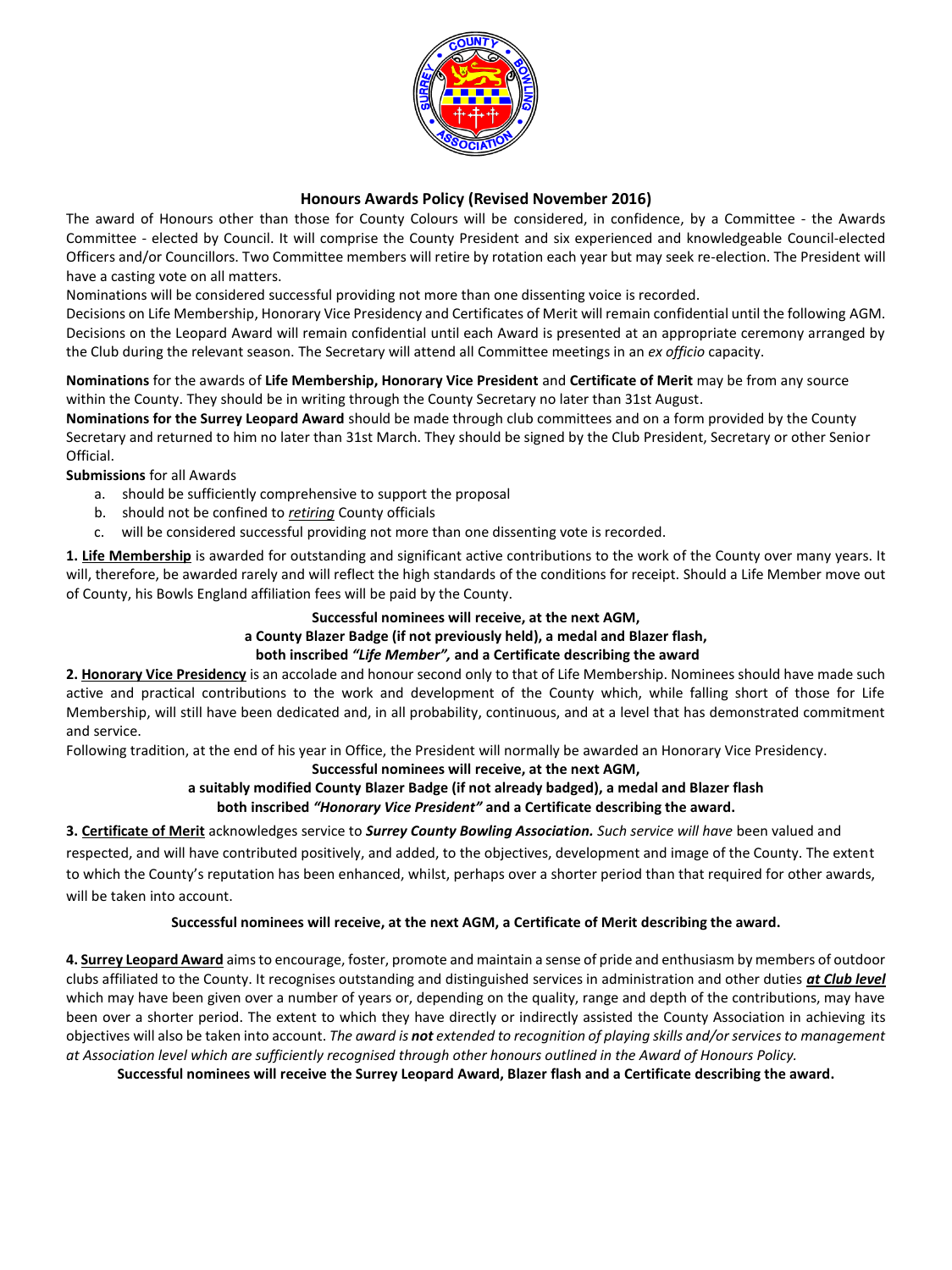## Honours Awards Policy (Revised November 2016)

The award of Honours other than those for County Colours will be considered, in confidence, by a Committee - the Awards Committee - elected by Council. It will comprise the County President and six experienced and knowledgeable Council-elected Officers and/or Councillors. Two Committee members will retire by rotation each year but may seek re-election. The President will have a casting vote on all matters.

Nominations will be considered successful providing not more than one dissenting voice is recorded.

Decisions on Life Membership, Honorary Vice Presidency and Certificates of Merit will remain confidential until the following AGM. Decisions on the Leopard Award will remain confidential until each Award is presented at an appropriate ceremony arranged by the Club during the relevant season. The Secretary will attend all Committee meetings in an *ex officio* capacity.

**Nominations** for the awards of **Life Membership, Honorary Vice President** and **Certificate of Merit** may be from any source within the County. They should be in writing through the County Secretary no later than 31st August.

**Nominations for the Surrey Leopard Award** should be made through club committees and on a form provided by the County Secretary and returned to him no later than 31st March. They should be signed by the Club President, Secretary or other Senior Official.

**Submissions** for all Awards

a. should be sufficiently comprehensive to support the proposal
b. should not be confined to *retiring* County officials
c. will be considered successful providing not more than one dissenting vote is recorded.

**1. Life Membership** is awarded for outstanding and significant active contributions to the work of the County over many years. It will, therefore, be awarded rarely and will reflect the high standards of the conditions for receipt. Should a Life Member move out of County, his Bowls England affiliation fees will be paid by the County.

**Successful nominees will receive, at the next AGM,**
**a County Blazer Badge (if not previously held), a medal and Blazer flash,**
**both inscribed *"Life Member",* and a Certificate describing the award**

**2. Honorary Vice Presidency** is an accolade and honour second only to that of Life Membership. Nominees should have made such active and practical contributions to the work and development of the County which, while falling short of those for Life Membership, will still have been dedicated and, in all probability, continuous, and at a level that has demonstrated commitment and service.

Following tradition, at the end of his year in Office, the President will normally be awarded an Honorary Vice Presidency.

**Successful nominees will receive, at the next AGM,**
**a suitably modified County Blazer Badge (if not already badged), a medal and Blazer flash**
**both inscribed *"Honorary Vice President"* and a Certificate describing the award.**

**3. Certificate of Merit** acknowledges service to ***Surrey County Bowling Association.*** *Such service will have* been valued and respected, and will have contributed positively, and added, to the objectives, development and image of the County. The extent to which the County's reputation has been enhanced, whilst, perhaps over a shorter period than that required for other awards, will be taken into account.

**Successful nominees will receive, at the next AGM, a Certificate of Merit describing the award.**

**4. Surrey Leopard Award** aims to encourage, foster, promote and maintain a sense of pride and enthusiasm by members of outdoor clubs affiliated to the County. It recognises outstanding and distinguished services in administration and other duties ***at Club level*** which may have been given over a number of years or, depending on the quality, range and depth of the contributions, may have been over a shorter period. The extent to which they have directly or indirectly assisted the County Association in achieving its objectives will also be taken into account. *The award is **not** extended to recognition of playing skills and/or services to management at Association level which are sufficiently recognised through other honours outlined in the Award of Honours Policy.*

**Successful nominees will receive the Surrey Leopard Award, Blazer flash and a Certificate describing the award.**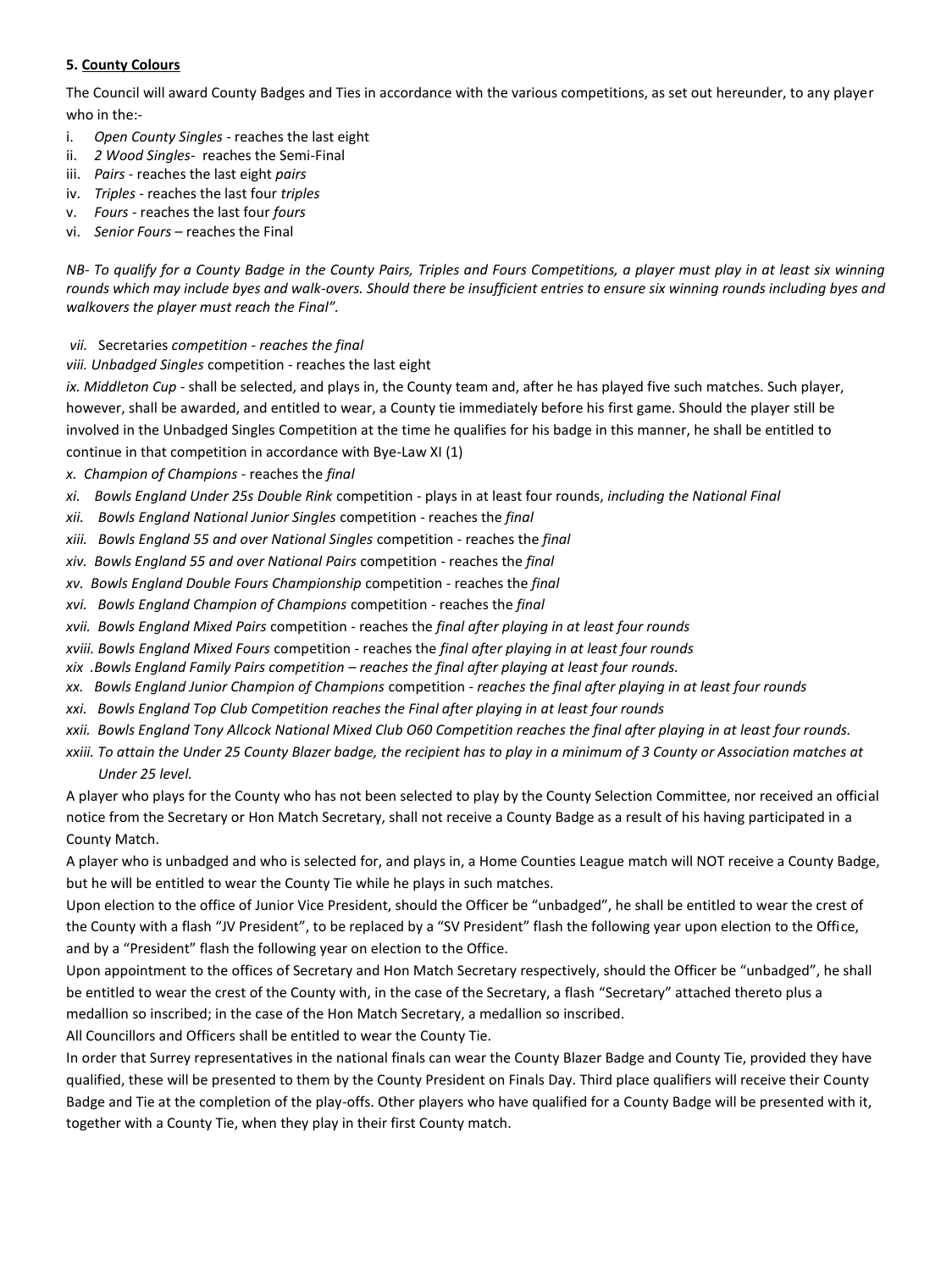**5. County Colours**

The Council will award County Badges and Ties in accordance with the various competitions, as set out hereunder, to any player who in the:-

i. *Open County Singles* - reaches the last eight
ii. *2 Wood Singles*- reaches the Semi-Final
iii. *Pairs* - reaches the last eight *pairs*
iv. *Triples* - reaches the last four *triples*
v. *Fours* - reaches the last four *fours*
vi. *Senior Fours* – reaches the Final

*NB- To qualify for a County Badge in the County Pairs, Triples and Fours Competitions, a player must play in at least six winning rounds which may include byes and walk-overs. Should there be insufficient entries to ensure six winning rounds including byes and walkovers the player must reach the Final".*

*vii.* Secretaries *competition - reaches the final*
*viii. Unbadged Singles* competition - reaches the last eight
*ix. Middleton Cup* - shall be selected, and plays in, the County team and, after he has played five such matches. Such player, however, shall be awarded, and entitled to wear, a County tie immediately before his first game. Should the player still be involved in the Unbadged Singles Competition at the time he qualifies for his badge in this manner, he shall be entitled to continue in that competition in accordance with Bye-Law XI (1)
*x. Champion of Champions* - reaches the *final*
*xi. Bowls England Under 25s Double Rink* competition - plays in at least four rounds, *including the National Final*
*xii. Bowls England National Junior Singles* competition - reaches the *final*
*xiii. Bowls England 55 and over National Singles* competition - reaches the *final*
*xiv. Bowls England 55 and over National Pairs* competition - reaches the *final*
*xv. Bowls England Double Fours Championship* competition - reaches the *final*
*xvi. Bowls England Champion of Champions* competition - reaches the *final*
*xvii. Bowls England Mixed Pairs* competition - reaches the *final after playing in at least four rounds*
*xviii. Bowls England Mixed Fours* competition - reaches the *final after playing in at least four rounds*
*xix .Bowls England Family Pairs competition – reaches the final after playing at least four rounds.*
*xx. Bowls England Junior Champion of Champions* competition - *reaches the final after playing in at least four rounds*
*xxi. Bowls England Top Club Competition reaches the Final after playing in at least four rounds*
*xxii. Bowls England Tony Allcock National Mixed Club O60 Competition reaches the final after playing in at least four rounds.*
*xxiii. To attain the Under 25 County Blazer badge, the recipient has to play in a minimum of 3 County or Association matches at Under 25 level.*

A player who plays for the County who has not been selected to play by the County Selection Committee, nor received an official notice from the Secretary or Hon Match Secretary, shall not receive a County Badge as a result of his having participated in a County Match.

A player who is unbadged and who is selected for, and plays in, a Home Counties League match will NOT receive a County Badge, but he will be entitled to wear the County Tie while he plays in such matches.

Upon election to the office of Junior Vice President, should the Officer be "unbadged", he shall be entitled to wear the crest of the County with a flash "JV President", to be replaced by a "SV President" flash the following year upon election to the Office, and by a "President" flash the following year on election to the Office.

Upon appointment to the offices of Secretary and Hon Match Secretary respectively, should the Officer be "unbadged", he shall be entitled to wear the crest of the County with, in the case of the Secretary, a flash "Secretary" attached thereto plus a medallion so inscribed; in the case of the Hon Match Secretary, a medallion so inscribed.

All Councillors and Officers shall be entitled to wear the County Tie.

In order that Surrey representatives in the national finals can wear the County Blazer Badge and County Tie, provided they have qualified, these will be presented to them by the County President on Finals Day. Third place qualifiers will receive their County Badge and Tie at the completion of the play-offs. Other players who have qualified for a County Badge will be presented with it, together with a County Tie, when they play in their first County match.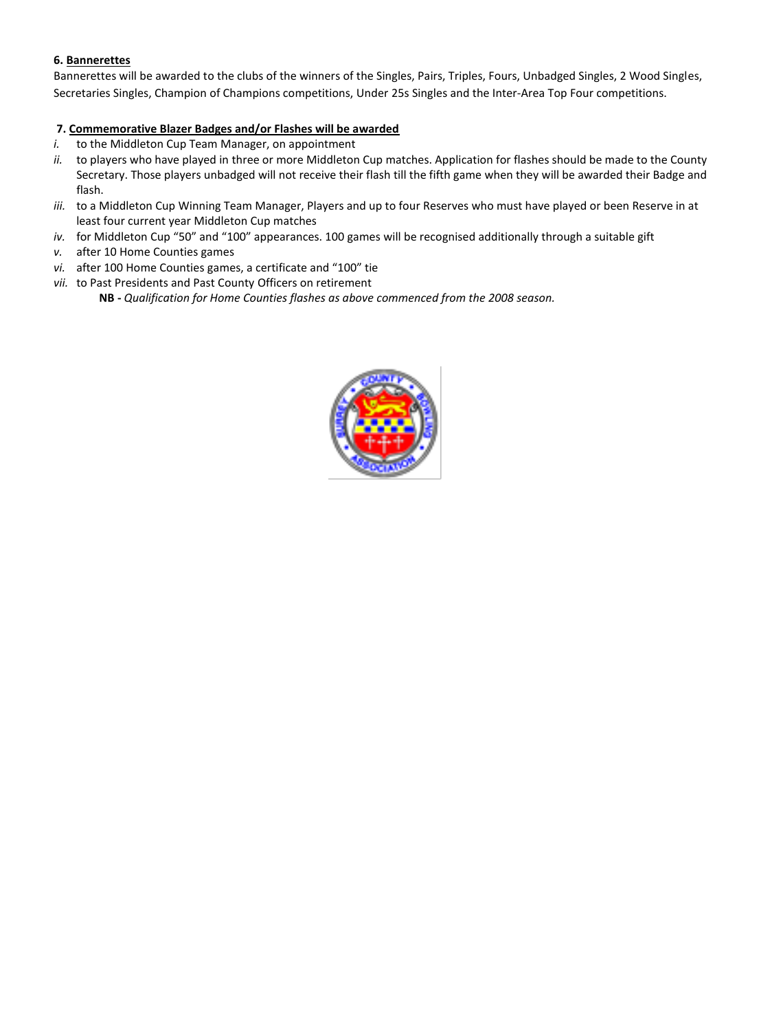### 6. Bannerettes

Bannerettes will be awarded to the clubs of the winners of the Singles, Pairs, Triples, Fours, Unbadged Singles, 2 Wood Singles, Secretaries Singles, Champion of Champions competitions, Under 25s Singles and the Inter-Area Top Four competitions.

### 7. Commemorative Blazer Badges and/or Flashes will be awarded

- *i.* to the Middleton Cup Team Manager, on appointment
- *ii.* to players who have played in three or more Middleton Cup matches. Application for flashes should be made to the County Secretary. Those players unbadged will not receive their flash till the fifth game when they will be awarded their Badge and flash.
- *iii.* to a Middleton Cup Winning Team Manager, Players and up to four Reserves who must have played or been Reserve in at least four current year Middleton Cup matches
- *iv.* for Middleton Cup "50" and "100" appearances. 100 games will be recognised additionally through a suitable gift
- *v.* after 10 Home Counties games
- *vi.* after 100 Home Counties games, a certificate and "100" tie
- *vii.* to Past Presidents and Past County Officers on retirement

**NB -** *Qualification for Home Counties flashes as above commenced from the 2008 season.*